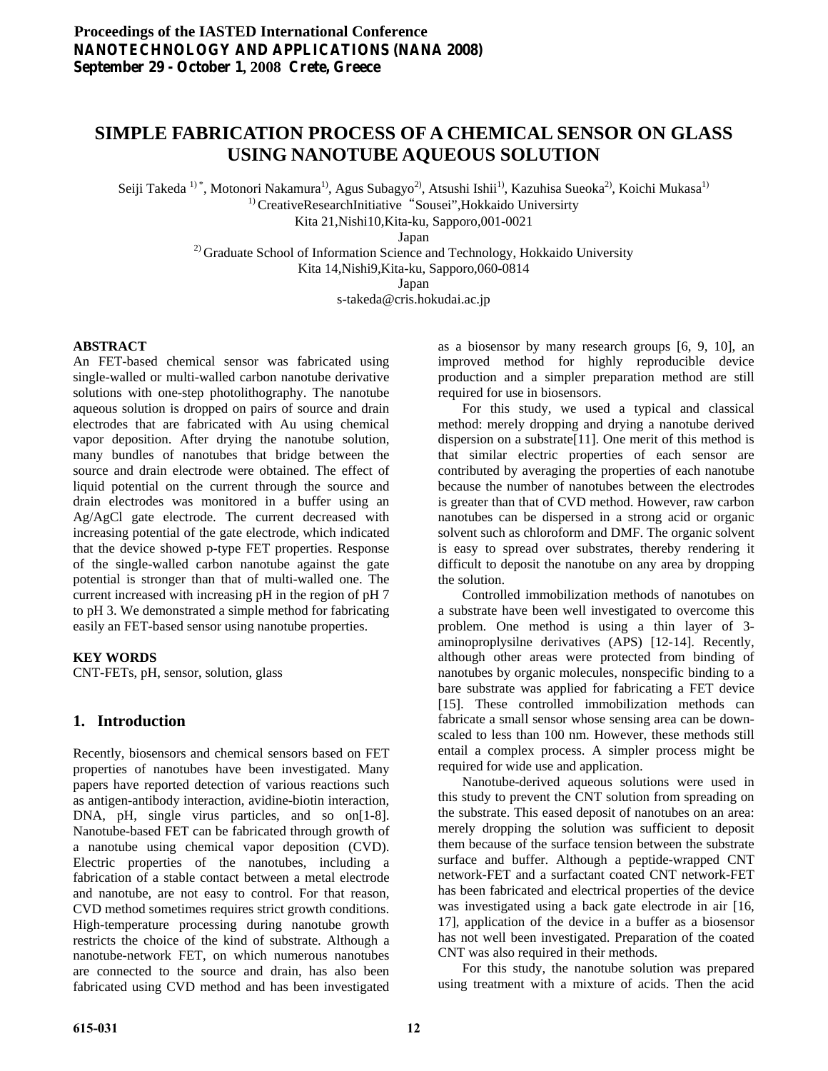Proceedings of the IASTED International Conference
NANOTECHNOLOGY AND APPLICATIONS (NANA 2008)
September 29 - October 1, 2008 Crete, Greece

# SIMPLE FABRICATION PROCESS OF A CHEMICAL SENSOR ON GLASS USING NANOTUBE AQUEOUS SOLUTION

Seiji Takeda [1)*], Motonori Nakamura[1)], Agus Subagyo[2)], Atsushi Ishii[1)], Kazuhisa Sueoka[2)], Koichi Mukasa[1)]

[1)] CreativeResearchInitiative "Sousei",Hokkaido Universirty
Kita 21,Nishi10,Kita-ku, Sapporo,001-0021
Japan

[2)] Graduate School of Information Science and Technology, Hokkaido University
Kita 14,Nishi9,Kita-ku, Sapporo,060-0814
Japan

s-takeda@cris.hokudai.ac.jp

## ABSTRACT

An FET-based chemical sensor was fabricated using single-walled or multi-walled carbon nanotube derivative solutions with one-step photolithography. The nanotube aqueous solution is dropped on pairs of source and drain electrodes that are fabricated with Au using chemical vapor deposition. After drying the nanotube solution, many bundles of nanotubes that bridge between the source and drain electrode were obtained. The effect of liquid potential on the current through the source and drain electrodes was monitored in a buffer using an Ag/AgCl gate electrode. The current decreased with increasing potential of the gate electrode, which indicated that the device showed p-type FET properties. Response of the single-walled carbon nanotube against the gate potential is stronger than that of multi-walled one. The current increased with increasing pH in the region of pH 7 to pH 3. We demonstrated a simple method for fabricating easily an FET-based sensor using nanotube properties.

## KEY WORDS

CNT-FETs, pH, sensor, solution, glass

## 1. Introduction

Recently, biosensors and chemical sensors based on FET properties of nanotubes have been investigated. Many papers have reported detection of various reactions such as antigen-antibody interaction, avidine-biotin interaction, DNA, pH, single virus particles, and so on[1-8]. Nanotube-based FET can be fabricated through growth of a nanotube using chemical vapor deposition (CVD). Electric properties of the nanotubes, including a fabrication of a stable contact between a metal electrode and nanotube, are not easy to control. For that reason, CVD method sometimes requires strict growth conditions. High-temperature processing during nanotube growth restricts the choice of the kind of substrate. Although a nanotube-network FET, on which numerous nanotubes are connected to the source and drain, has also been fabricated using CVD method and has been investigated as a biosensor by many research groups [6, 9, 10], an improved method for highly reproducible device production and a simpler preparation method are still required for use in biosensors.

For this study, we used a typical and classical method: merely dropping and drying a nanotube derived dispersion on a substrate[11]. One merit of this method is that similar electric properties of each sensor are contributed by averaging the properties of each nanotube because the number of nanotubes between the electrodes is greater than that of CVD method. However, raw carbon nanotubes can be dispersed in a strong acid or organic solvent such as chloroform and DMF. The organic solvent is easy to spread over substrates, thereby rendering it difficult to deposit the nanotube on any area by dropping the solution.

Controlled immobilization methods of nanotubes on a substrate have been well investigated to overcome this problem. One method is using a thin layer of 3-aminoproplysilne derivatives (APS) [12-14]. Recently, although other areas were protected from binding of nanotubes by organic molecules, nonspecific binding to a bare substrate was applied for fabricating a FET device [15]. These controlled immobilization methods can fabricate a small sensor whose sensing area can be down-scaled to less than 100 nm. However, these methods still entail a complex process. A simpler process might be required for wide use and application.

Nanotube-derived aqueous solutions were used in this study to prevent the CNT solution from spreading on the substrate. This eased deposit of nanotubes on an area: merely dropping the solution was sufficient to deposit them because of the surface tension between the substrate surface and buffer. Although a peptide-wrapped CNT network-FET and a surfactant coated CNT network-FET has been fabricated and electrical properties of the device was investigated using a back gate electrode in air [16, 17], application of the device in a buffer as a biosensor has not well been investigated. Preparation of the coated CNT was also required in their methods.

For this study, the nanotube solution was prepared using treatment with a mixture of acids. Then the acid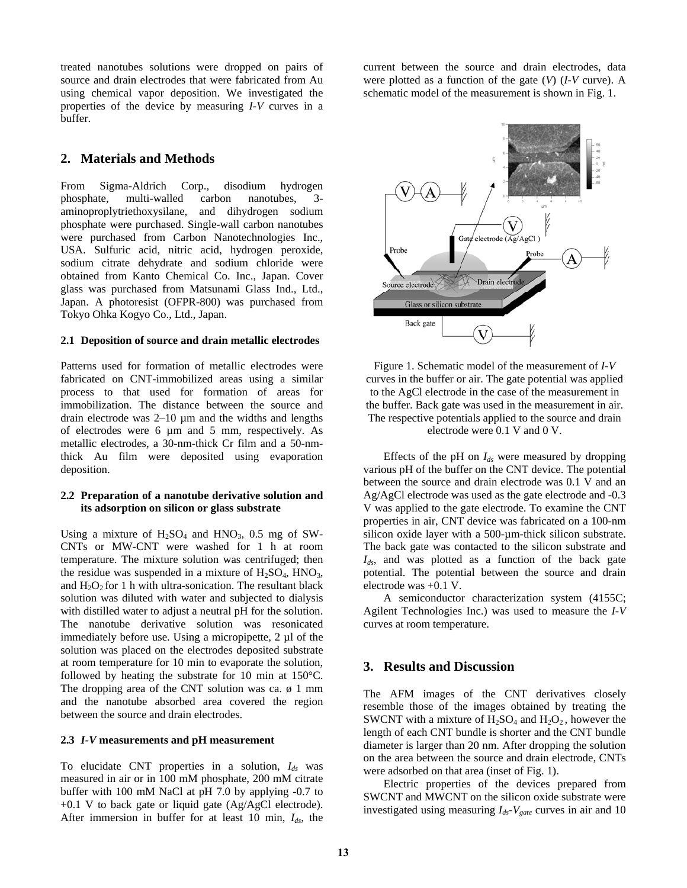treated nanotubes solutions were dropped on pairs of source and drain electrodes that were fabricated from Au using chemical vapor deposition. We investigated the properties of the device by measuring *I-V* curves in a buffer.

## 2. Materials and Methods

From Sigma-Aldrich Corp., disodium hydrogen phosphate, multi-walled carbon nanotubes, 3-aminoproplytriethoxysilane, and dihydrogen sodium phosphate were purchased. Single-wall carbon nanotubes were purchased from Carbon Nanotechnologies Inc., USA. Sulfuric acid, nitric acid, hydrogen peroxide, sodium citrate dehydrate and sodium chloride were obtained from Kanto Chemical Co. Inc., Japan. Cover glass was purchased from Matsunami Glass Ind., Ltd., Japan. A photoresist (OFPR-800) was purchased from Tokyo Ohka Kogyo Co., Ltd., Japan.

### 2.1 Deposition of source and drain metallic electrodes

Patterns used for formation of metallic electrodes were fabricated on CNT-immobilized areas using a similar process to that used for formation of areas for immobilization. The distance between the source and drain electrode was 2–10 µm and the widths and lengths of electrodes were 6 µm and 5 mm, respectively. As metallic electrodes, a 30-nm-thick Cr film and a 50-nm-thick Au film were deposited using evaporation deposition.

### 2.2 Preparation of a nanotube derivative solution and its adsorption on silicon or glass substrate

Using a mixture of $H_2SO_4$ and $HNO_3$, 0.5 mg of SW-CNTs or MW-CNT were washed for 1 h at room temperature. The mixture solution was centrifuged; then the residue was suspended in a mixture of $H_2SO_4$, $HNO_3$, and $H_2O_2$ for 1 h with ultra-sonication. The resultant black solution was diluted with water and subjected to dialysis with distilled water to adjust a neutral pH for the solution. The nanotube derivative solution was resonicated immediately before use. Using a micropipette, 2 µl of the solution was placed on the electrodes deposited substrate at room temperature for 10 min to evaporate the solution, followed by heating the substrate for 10 min at 150°C. The dropping area of the CNT solution was ca. ø 1 mm and the nanotube absorbed area covered the region between the source and drain electrodes.

### 2.3 *I-V* measurements and pH measurement

To elucidate CNT properties in a solution, $I_{ds}$ was measured in air or in 100 mM phosphate, 200 mM citrate buffer with 100 mM NaCl at pH 7.0 by applying -0.7 to +0.1 V to back gate or liquid gate (Ag/AgCl electrode). After immersion in buffer for at least 10 min, $I_{ds}$, the current between the source and drain electrodes, data were plotted as a function of the gate (*V*) (*I-V* curve). A schematic model of the measurement is shown in Fig. 1.

Figure 1. Schematic model of the measurement of *I-V* curves in the buffer or air. The gate potential was applied to the AgCl electrode in the case of the measurement in the buffer. Back gate was used in the measurement in air. The respective potentials applied to the source and drain electrode were 0.1 V and 0 V.

Effects of the pH on $I_{ds}$ were measured by dropping various pH of the buffer on the CNT device. The potential between the source and drain electrode was 0.1 V and an Ag/AgCl electrode was used as the gate electrode and -0.3 V was applied to the gate electrode. To examine the CNT properties in air, CNT device was fabricated on a 100-nm silicon oxide layer with a 500-µm-thick silicon substrate. The back gate was contacted to the silicon substrate and $I_{ds}$, and was plotted as a function of the back gate potential. The potential between the source and drain electrode was +0.1 V.

A semiconductor characterization system (4155C; Agilent Technologies Inc.) was used to measure the *I-V* curves at room temperature.

## 3. Results and Discussion

The AFM images of the CNT derivatives closely resemble those of the images obtained by treating the SWCNT with a mixture of $H_2SO_4$ and $H_2O_2$, however the length of each CNT bundle is shorter and the CNT bundle diameter is larger than 20 nm. After dropping the solution on the area between the source and drain electrode, CNTs were adsorbed on that area (inset of Fig. 1).

Electric properties of the devices prepared from SWCNT and MWCNT on the silicon oxide substrate were investigated using measuring $I_{ds}$-$V_{gate}$ curves in air and 10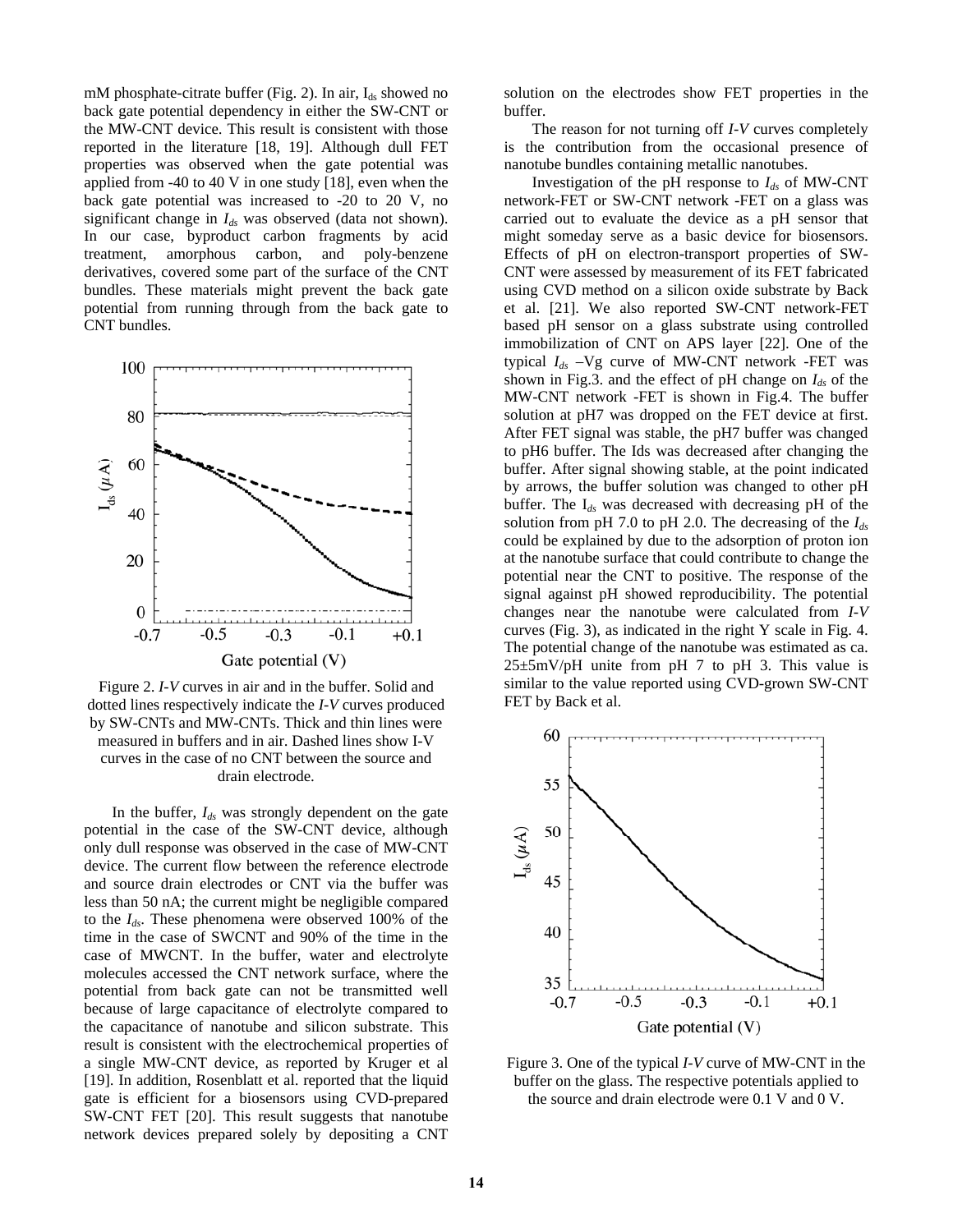mM phosphate-citrate buffer (Fig. 2). In air, $I_{ds}$ showed no back gate potential dependency in either the SW-CNT or the MW-CNT device. This result is consistent with those reported in the literature [18, 19]. Although dull FET properties was observed when the gate potential was applied from -40 to 40 V in one study [18], even when the back gate potential was increased to -20 to 20 V, no significant change in $I_{ds}$ was observed (data not shown). In our case, byproduct carbon fragments by acid treatment, amorphous carbon, and poly-benzene derivatives, covered some part of the surface of the CNT bundles. These materials might prevent the back gate potential from running through from the back gate to CNT bundles.

Figure 2. *I-V* curves in air and in the buffer. Solid and dotted lines respectively indicate the *I-V* curves produced by SW-CNTs and MW-CNTs. Thick and thin lines were measured in buffers and in air. Dashed lines show I-V curves in the case of no CNT between the source and drain electrode.

In the buffer, $I_{ds}$ was strongly dependent on the gate potential in the case of the SW-CNT device, although only dull response was observed in the case of MW-CNT device. The current flow between the reference electrode and source drain electrodes or CNT via the buffer was less than 50 nA; the current might be negligible compared to the $I_{ds}$. These phenomena were observed 100% of the time in the case of SWCNT and 90% of the time in the case of MWCNT. In the buffer, water and electrolyte molecules accessed the CNT network surface, where the potential from back gate can not be transmitted well because of large capacitance of electrolyte compared to the capacitance of nanotube and silicon substrate. This result is consistent with the electrochemical properties of a single MW-CNT device, as reported by Kruger et al [19]. In addition, Rosenblatt et al. reported that the liquid gate is efficient for a biosensors using CVD-prepared SW-CNT FET [20]. This result suggests that nanotube network devices prepared solely by depositing a CNT solution on the electrodes show FET properties in the buffer.

The reason for not turning off *I-V* curves completely is the contribution from the occasional presence of nanotube bundles containing metallic nanotubes.

Investigation of the pH response to $I_{ds}$ of MW-CNT network-FET or SW-CNT network -FET on a glass was carried out to evaluate the device as a pH sensor that might someday serve as a basic device for biosensors. Effects of pH on electron-transport properties of SW-CNT were assessed by measurement of its FET fabricated using CVD method on a silicon oxide substrate by Back et al. [21]. We also reported SW-CNT network-FET based pH sensor on a glass substrate using controlled immobilization of CNT on APS layer [22]. One of the typical $I_{ds}$ –Vg curve of MW-CNT network -FET was shown in Fig.3. and the effect of pH change on $I_{ds}$ of the MW-CNT network -FET is shown in Fig.4. The buffer solution at pH7 was dropped on the FET device at first. After FET signal was stable, the pH7 buffer was changed to pH6 buffer. The Ids was decreased after changing the buffer. After signal showing stable, at the point indicated by arrows, the buffer solution was changed to other pH buffer. The $I_{ds}$ was decreased with decreasing pH of the solution from pH 7.0 to pH 2.0. The decreasing of the $I_{ds}$ could be explained by due to the adsorption of proton ion at the nanotube surface that could contribute to change the potential near the CNT to positive. The response of the signal against pH showed reproducibility. The potential changes near the nanotube were calculated from *I-V* curves (Fig. 3), as indicated in the right Y scale in Fig. 4. The potential change of the nanotube was estimated as ca. 25±5mV/pH unite from pH 7 to pH 3. This value is similar to the value reported using CVD-grown SW-CNT FET by Back et al.

Figure 3. One of the typical *I-V* curve of MW-CNT in the buffer on the glass. The respective potentials applied to the source and drain electrode were 0.1 V and 0 V.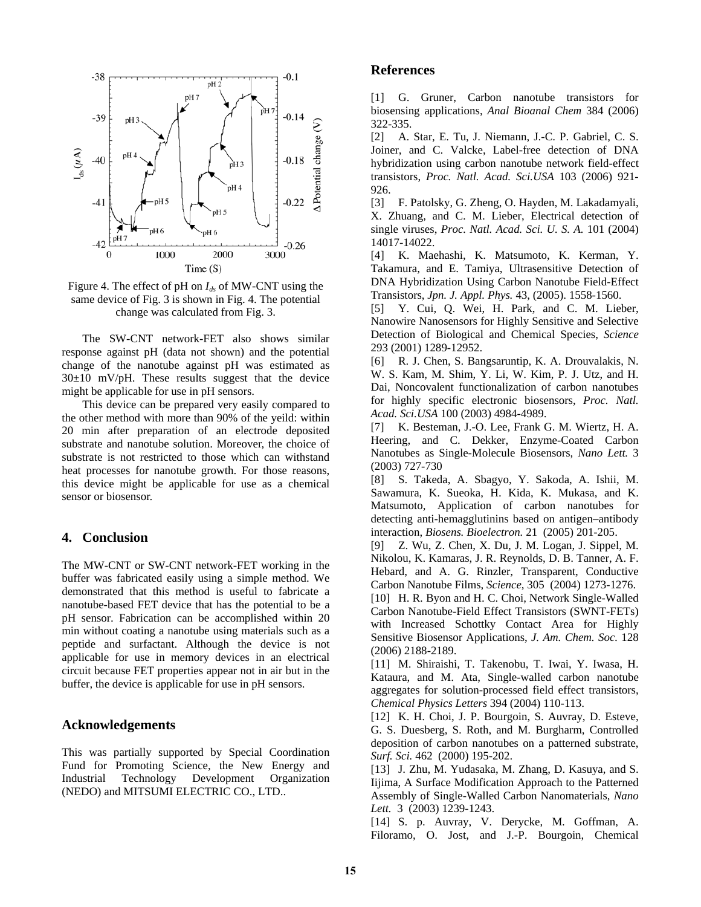Figure 4. The effect of pH on $I_{ds}$ of MW-CNT using the same device of Fig. 3 is shown in Fig. 4. The potential change was calculated from Fig. 3.

The SW-CNT network-FET also shows similar response against pH (data not shown) and the potential change of the nanotube against pH was estimated as 30±10 mV/pH. These results suggest that the device might be applicable for use in pH sensors.

This device can be prepared very easily compared to the other method with more than 90% of the yeild: within 20 min after preparation of an electrode deposited substrate and nanotube solution. Moreover, the choice of substrate is not restricted to those which can withstand heat processes for nanotube growth. For those reasons, this device might be applicable for use as a chemical sensor or biosensor.

## 4. Conclusion

The MW-CNT or SW-CNT network-FET working in the buffer was fabricated easily using a simple method. We demonstrated that this method is useful to fabricate a nanotube-based FET device that has the potential to be a pH sensor. Fabrication can be accomplished within 20 min without coating a nanotube using materials such as a peptide and surfactant. Although the device is not applicable for use in memory devices in an electrical circuit because FET properties appear not in air but in the buffer, the device is applicable for use in pH sensors.

## Acknowledgements

This was partially supported by Special Coordination Fund for Promoting Science, the New Energy and Industrial Technology Development Organization (NEDO) and MITSUMI ELECTRIC CO., LTD..

## References

[1] G. Gruner, Carbon nanotube transistors for biosensing applications, *Anal Bioanal Chem* 384 (2006) 322-335.

[2] A. Star, E. Tu, J. Niemann, J.-C. P. Gabriel, C. S. Joiner, and C. Valcke, Label-free detection of DNA hybridization using carbon nanotube network field-effect transistors, *Proc. Natl. Acad. Sci.USA* 103 (2006) 921-926.

[3] F. Patolsky, G. Zheng, O. Hayden, M. Lakadamyali, X. Zhuang, and C. M. Lieber, Electrical detection of single viruses, *Proc. Natl. Acad. Sci. U. S. A.* 101 (2004) 14017-14022.

[4] K. Maehashi, K. Matsumoto, K. Kerman, Y. Takamura, and E. Tamiya, Ultrasensitive Detection of DNA Hybridization Using Carbon Nanotube Field-Effect Transistors, *Jpn. J. Appl. Phys.* 43, (2005). 1558-1560.

[5] Y. Cui, Q. Wei, H. Park, and C. M. Lieber, Nanowire Nanosensors for Highly Sensitive and Selective Detection of Biological and Chemical Species, *Science* 293 (2001) 1289-12952.

[6] R. J. Chen, S. Bangsaruntip, K. A. Drouvalakis, N. W. S. Kam, M. Shim, Y. Li, W. Kim, P. J. Utz, and H. Dai, Noncovalent functionalization of carbon nanotubes for highly specific electronic biosensors, *Proc. Natl. Acad. Sci.USA* 100 (2003) 4984-4989.

[7] K. Besteman, J.-O. Lee, Frank G. M. Wiertz, H. A. Heering, and C. Dekker, Enzyme-Coated Carbon Nanotubes as Single-Molecule Biosensors, *Nano Lett.* 3 (2003) 727-730

[8] S. Takeda, A. Sbagyo, Y. Sakoda, A. Ishii, M. Sawamura, K. Sueoka, H. Kida, K. Mukasa, and K. Matsumoto, Application of carbon nanotubes for detecting anti-hemagglutinins based on antigen–antibody interaction, *Biosens. Bioelectron.* 21 (2005) 201-205.

[9] Z. Wu, Z. Chen, X. Du, J. M. Logan, J. Sippel, M. Nikolou, K. Kamaras, J. R. Reynolds, D. B. Tanner, A. F. Hebard, and A. G. Rinzler, Transparent, Conductive Carbon Nanotube Films, *Science*, 305 (2004) 1273-1276.

[10] H. R. Byon and H. C. Choi, Network Single-Walled Carbon Nanotube-Field Effect Transistors (SWNT-FETs) with Increased Schottky Contact Area for Highly Sensitive Biosensor Applications, *J. Am. Chem. Soc.* 128 (2006) 2188-2189.

[11] M. Shiraishi, T. Takenobu, T. Iwai, Y. Iwasa, H. Kataura, and M. Ata, Single-walled carbon nanotube aggregates for solution-processed field effect transistors, *Chemical Physics Letters* 394 (2004) 110-113.

[12] K. H. Choi, J. P. Bourgoin, S. Auvray, D. Esteve, G. S. Duesberg, S. Roth, and M. Burgharm, Controlled deposition of carbon nanotubes on a patterned substrate, *Surf. Sci.* 462 (2000) 195-202.

[13] J. Zhu, M. Yudasaka, M. Zhang, D. Kasuya, and S. Iijima, A Surface Modification Approach to the Patterned Assembly of Single-Walled Carbon Nanomaterials, *Nano Lett.* 3 (2003) 1239-1243.

[14] S. p. Auvray, V. Derycke, M. Goffman, A. Filoramo, O. Jost, and J.-P. Bourgoin, Chemical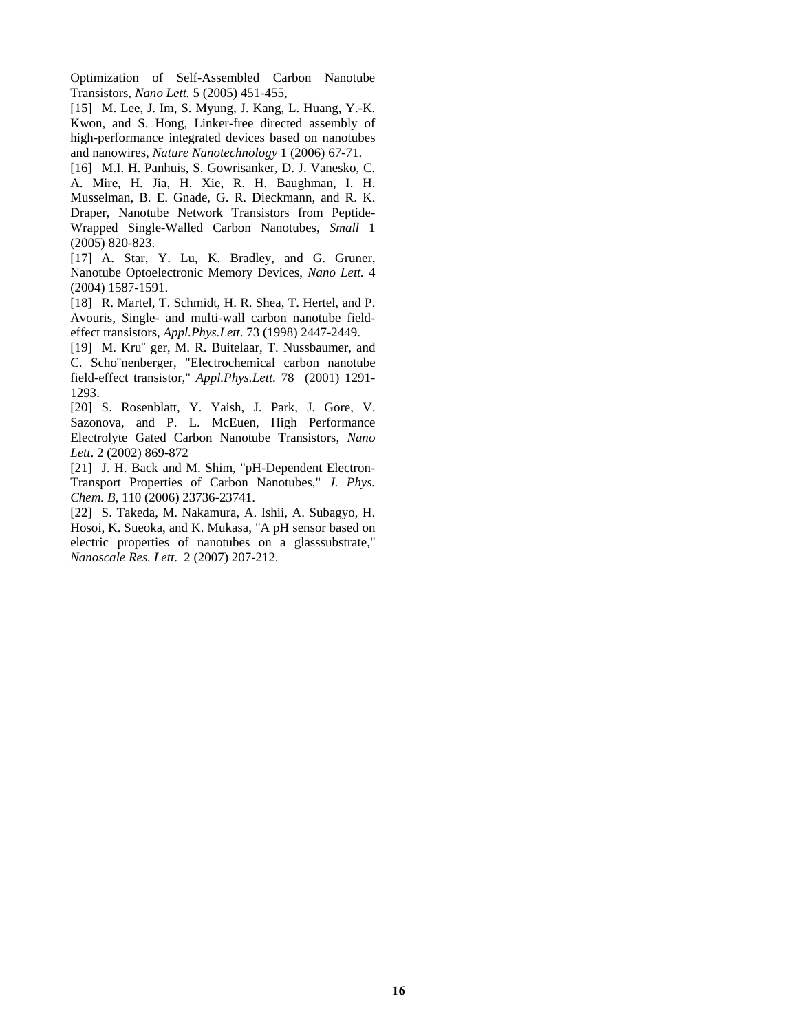Optimization of Self-Assembled Carbon Nanotube Transistors, *Nano Lett.* 5 (2005) 451-455,

[15] M. Lee, J. Im, S. Myung, J. Kang, L. Huang, Y.-K. Kwon, and S. Hong, Linker-free directed assembly of high-performance integrated devices based on nanotubes and nanowires, *Nature Nanotechnology* 1 (2006) 67-71.

[16] M.I. H. Panhuis, S. Gowrisanker, D. J. Vanesko, C. A. Mire, H. Jia, H. Xie, R. H. Baughman, I. H. Musselman, B. E. Gnade, G. R. Dieckmann, and R. K. Draper, Nanotube Network Transistors from Peptide-Wrapped Single-Walled Carbon Nanotubes, *Small* 1 (2005) 820-823.

[17] A. Star, Y. Lu, K. Bradley, and G. Gruner, Nanotube Optoelectronic Memory Devices, *Nano Lett.* 4 (2004) 1587-1591.

[18] R. Martel, T. Schmidt, H. R. Shea, T. Hertel, and P. Avouris, Single- and multi-wall carbon nanotube field-effect transistors, *Appl.Phys.Lett*. 73 (1998) 2447-2449.

[19] M. Kru¨ ger, M. R. Buitelaar, T. Nussbaumer, and C. Scho¨nenberger, "Electrochemical carbon nanotube field-effect transistor," *Appl.Phys.Lett.* 78 (2001) 1291-1293.

[20] S. Rosenblatt, Y. Yaish, J. Park, J. Gore, V. Sazonova, and P. L. McEuen, High Performance Electrolyte Gated Carbon Nanotube Transistors, *Nano Lett*. 2 (2002) 869-872

[21] J. H. Back and M. Shim, "pH-Dependent Electron-Transport Properties of Carbon Nanotubes," *J. Phys. Chem. B*, 110 (2006) 23736-23741.

[22] S. Takeda, M. Nakamura, A. Ishii, A. Subagyo, H. Hosoi, K. Sueoka, and K. Mukasa, "A pH sensor based on electric properties of nanotubes on a glasssubstrate," *Nanoscale Res. Lett*. 2 (2007) 207-212.